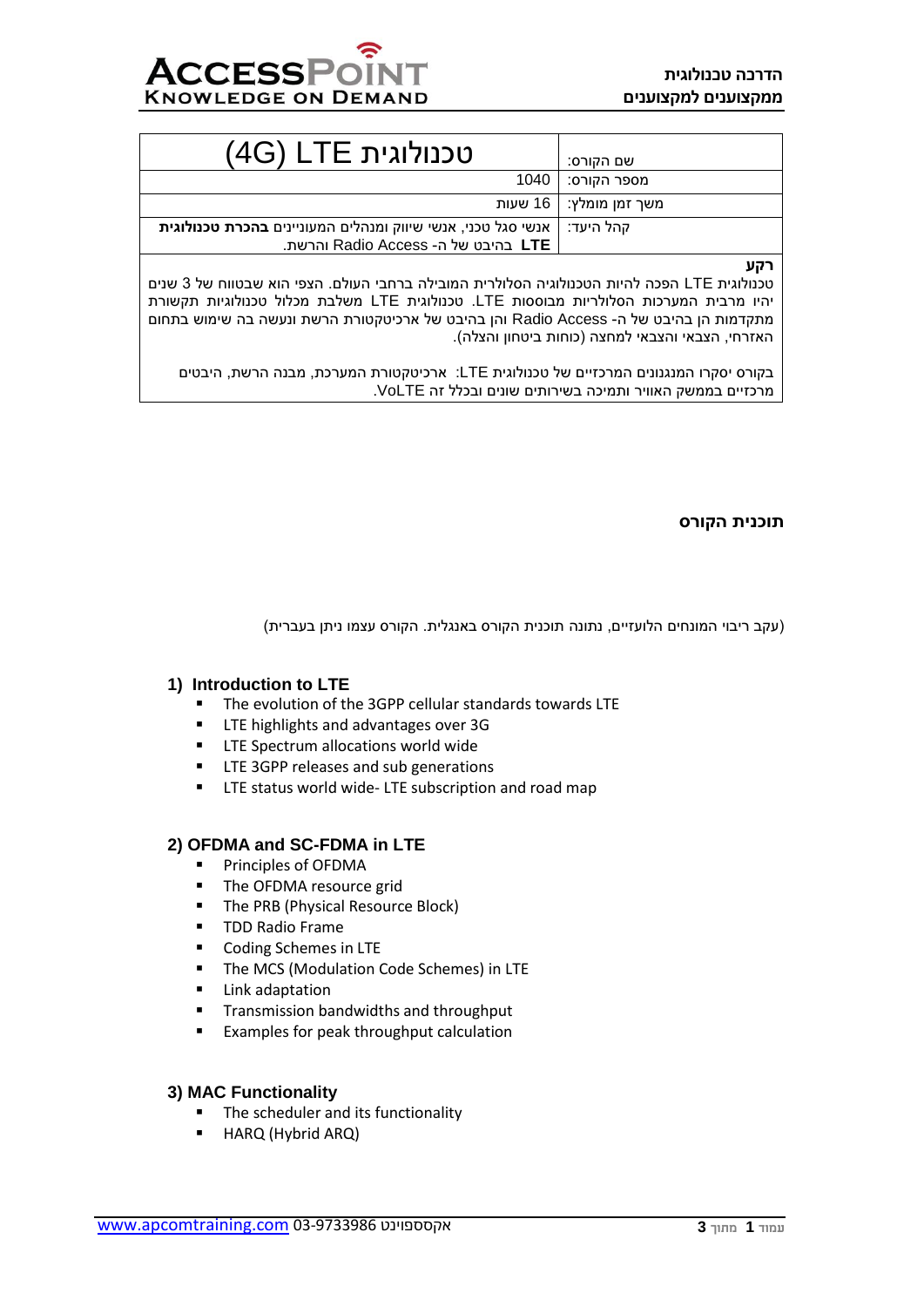| | |
|---|---|
| שם הקורס: | טכנולוגית LTE (4G) |
| מספר הקורס: | 1040 |
| משך זמן מומלץ: | 16 שעות |
| קהל היעד: | אנשי סגל טכני, אנשי שיווק ומנהלים המעוניינים **בהכרת טכנולוגית LTE** בהיבט של ה- Radio Access והרשת. |

**רקע**

טכנולוגית LTE הפכה להיות הטכנולוגיה הסלולרית המובילה ברחבי העולם. הצפי הוא שבטווח של 3 שנים יהיו מרבית המערכות הסלולריות מבוססות LTE. טכנולוגית LTE משלבת מכלול טכנולוגיות תקשורת מתקדמות הן בהיבט של ה- Radio Access והן בהיבט של ארכיטקטורת הרשת ונעשה בה שימוש בתחום האזרחי, הצבאי והצבאי למחצה (כוחות ביטחון והצלה).

בקורס יסקרו המנגנונים המרכזיים של טכנולוגית LTE: ארכיטקטורת המערכת, מבנה הרשת, היבטים מרכזיים בממשק האוויר ותמיכה בשירותים שונים ובכלל זה VoLTE.

**תוכנית הקורס**

(עקב ריבוי המונחים הלועזיים, נתונה תוכנית הקורס באנגלית. הקורס עצמו ניתן בעברית)

### 1) Introduction to LTE

- The evolution of the 3GPP cellular standards towards LTE
- LTE highlights and advantages over 3G
- LTE Spectrum allocations world wide
- LTE 3GPP releases and sub generations
- LTE status world wide- LTE subscription and road map

### 2) OFDMA and SC-FDMA in LTE

- Principles of OFDMA
- The OFDMA resource grid
- The PRB (Physical Resource Block)
- TDD Radio Frame
- Coding Schemes in LTE
- The MCS (Modulation Code Schemes) in LTE
- Link adaptation
- Transmission bandwidths and throughput
- Examples for peak throughput calculation

### 3) MAC Functionality

- The scheduler and its functionality
- HARQ (Hybrid ARQ)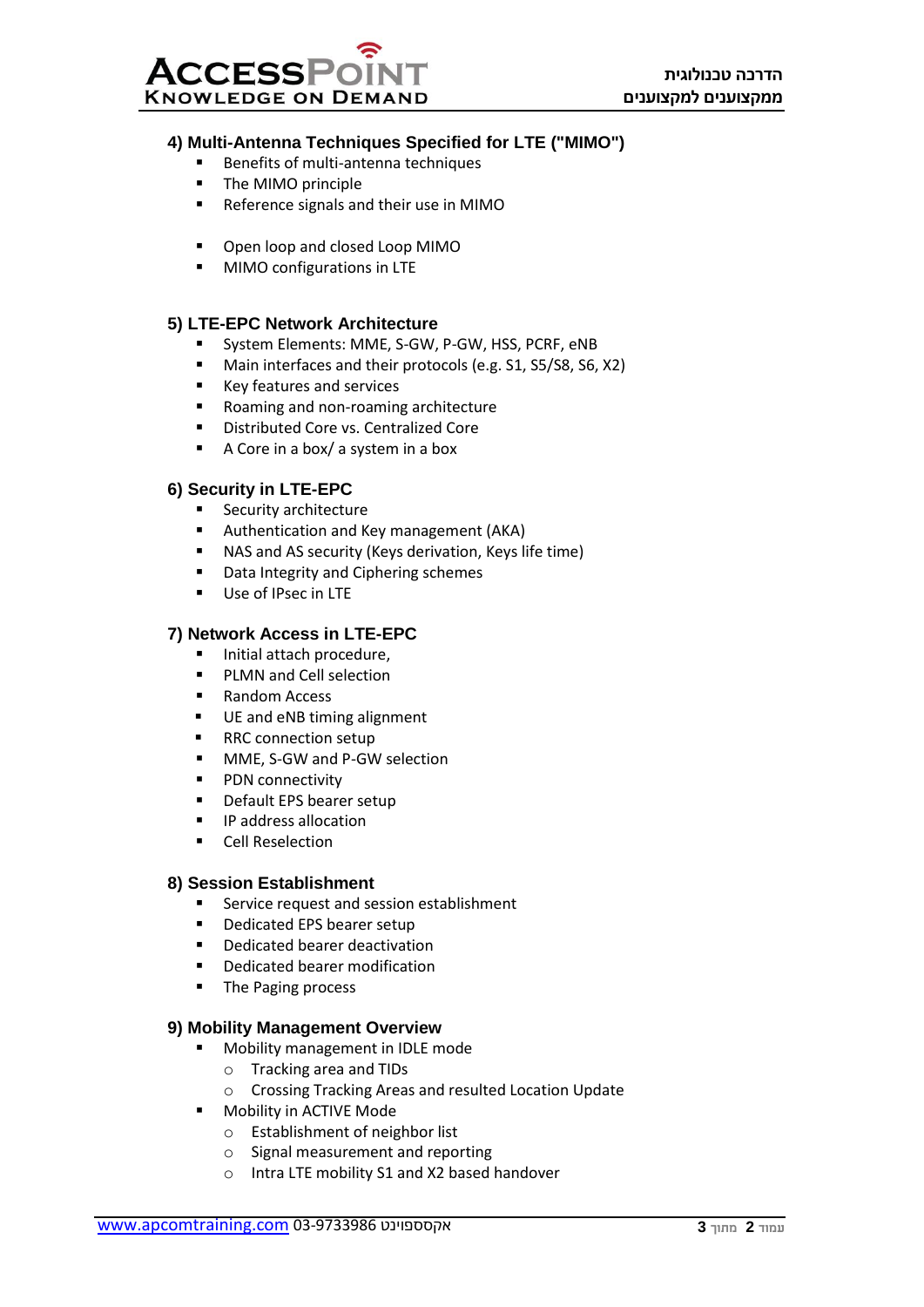### 4) Multi-Antenna Techniques Specified for LTE ("MIMO")

- Benefits of multi-antenna techniques
- The MIMO principle
- Reference signals and their use in MIMO

- Open loop and closed Loop MIMO
- MIMO configurations in LTE

### 5) LTE-EPC Network Architecture

- System Elements: MME, S-GW, P-GW, HSS, PCRF, eNB
- Main interfaces and their protocols (e.g. S1, S5/S8, S6, X2)
- Key features and services
- Roaming and non-roaming architecture
- Distributed Core vs. Centralized Core
- A Core in a box/ a system in a box

### 6) Security in LTE-EPC

- Security architecture
- Authentication and Key management (AKA)
- NAS and AS security (Keys derivation, Keys life time)
- Data Integrity and Ciphering schemes
- Use of IPsec in LTE

### 7) Network Access in LTE-EPC

- Initial attach procedure,
- PLMN and Cell selection
- Random Access
- UE and eNB timing alignment
- RRC connection setup
- MME, S-GW and P-GW selection
- PDN connectivity
- Default EPS bearer setup
- IP address allocation
- Cell Reselection

### 8) Session Establishment

- Service request and session establishment
- Dedicated EPS bearer setup
- Dedicated bearer deactivation
- Dedicated bearer modification
- The Paging process

### 9) Mobility Management Overview

- Mobility management in IDLE mode
  - Tracking area and TIDs
  - Crossing Tracking Areas and resulted Location Update
- Mobility in ACTIVE Mode
  - Establishment of neighbor list
  - Signal measurement and reporting
  - Intra LTE mobility S1 and X2 based handover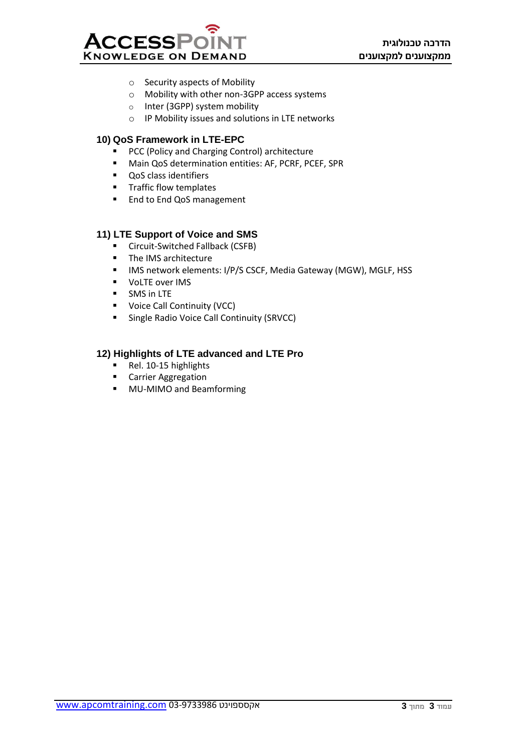- Security aspects of Mobility
- Mobility with other non-3GPP access systems
- Inter (3GPP) system mobility
- IP Mobility issues and solutions in LTE networks

### 10) QoS Framework in LTE-EPC

- PCC (Policy and Charging Control) architecture
- Main QoS determination entities: AF, PCRF, PCEF, SPR
- QoS class identifiers
- Traffic flow templates
- End to End QoS management

### 11) LTE Support of Voice and SMS

- Circuit-Switched Fallback (CSFB)
- The IMS architecture
- IMS network elements: I/P/S CSCF, Media Gateway (MGW), MGLF, HSS
- VoLTE over IMS
- SMS in LTE
- Voice Call Continuity (VCC)
- Single Radio Voice Call Continuity (SRVCC)

### 12) Highlights of LTE advanced and LTE Pro

- Rel. 10-15 highlights
- Carrier Aggregation
- MU-MIMO and Beamforming